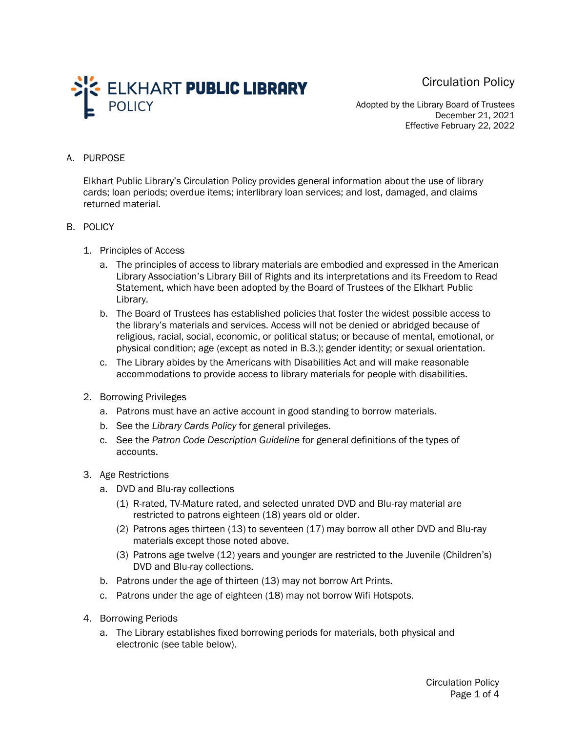ELKHART **PUBLIC LIBRARY**
POLICY

# Circulation Policy

Adopted by the Library Board of Trustees
December 21, 2021
Effective February 22, 2022

## A. PURPOSE

Elkhart Public Library's Circulation Policy provides general information about the use of library cards; loan periods; overdue items; interlibrary loan services; and lost, damaged, and claims returned material.

## B. POLICY

1. Principles of Access
   a. The principles of access to library materials are embodied and expressed in the American Library Association's Library Bill of Rights and its interpretations and its Freedom to Read Statement, which have been adopted by the Board of Trustees of the Elkhart Public Library.
   b. The Board of Trustees has established policies that foster the widest possible access to the library's materials and services. Access will not be denied or abridged because of religious, racial, social, economic, or political status; or because of mental, emotional, or physical condition; age (except as noted in B.3.); gender identity; or sexual orientation.
   c. The Library abides by the Americans with Disabilities Act and will make reasonable accommodations to provide access to library materials for people with disabilities.

2. Borrowing Privileges
   a. Patrons must have an active account in good standing to borrow materials.
   b. See the *Library Cards Policy* for general privileges.
   c. See the *Patron Code Description Guideline* for general definitions of the types of accounts.

3. Age Restrictions
   a. DVD and Blu-ray collections
      (1) R-rated, TV-Mature rated, and selected unrated DVD and Blu-ray material are restricted to patrons eighteen (18) years old or older.
      (2) Patrons ages thirteen (13) to seventeen (17) may borrow all other DVD and Blu-ray materials except those noted above.
      (3) Patrons age twelve (12) years and younger are restricted to the Juvenile (Children's) DVD and Blu-ray collections.
   b. Patrons under the age of thirteen (13) may not borrow Art Prints.
   c. Patrons under the age of eighteen (18) may not borrow Wifi Hotspots.

4. Borrowing Periods
   a. The Library establishes fixed borrowing periods for materials, both physical and electronic (see table below).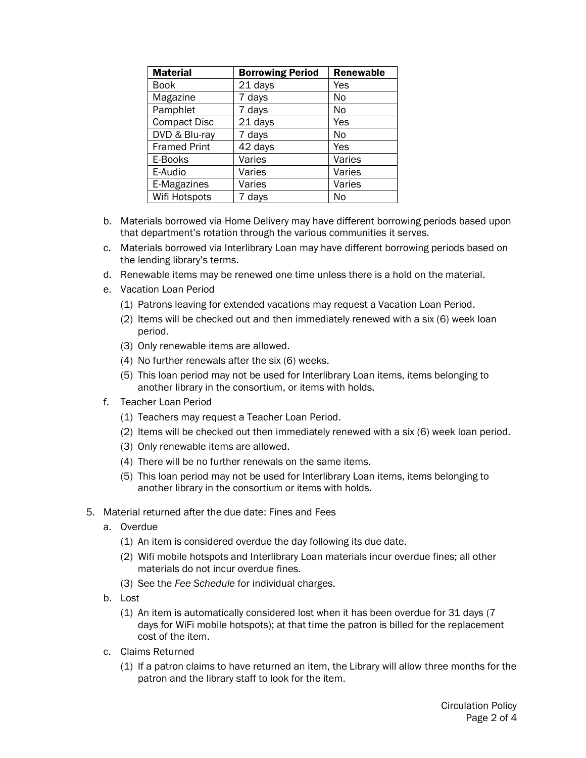| Material | Borrowing Period | Renewable |
|---|---|---|
| Book | 21 days | Yes |
| Magazine | 7 days | No |
| Pamphlet | 7 days | No |
| Compact Disc | 21 days | Yes |
| DVD & Blu-ray | 7 days | No |
| Framed Print | 42 days | Yes |
| E-Books | Varies | Varies |
| E-Audio | Varies | Varies |
| E-Magazines | Varies | Varies |
| Wifi Hotspots | 7 days | No |

b. Materials borrowed via Home Delivery may have different borrowing periods based upon that department's rotation through the various communities it serves.

c. Materials borrowed via Interlibrary Loan may have different borrowing periods based on the lending library's terms.

d. Renewable items may be renewed one time unless there is a hold on the material.

e. Vacation Loan Period

   (1) Patrons leaving for extended vacations may request a Vacation Loan Period.

   (2) Items will be checked out and then immediately renewed with a six (6) week loan period.

   (3) Only renewable items are allowed.

   (4) No further renewals after the six (6) weeks.

   (5) This loan period may not be used for Interlibrary Loan items, items belonging to another library in the consortium, or items with holds.

f. Teacher Loan Period

   (1) Teachers may request a Teacher Loan Period.

   (2) Items will be checked out then immediately renewed with a six (6) week loan period.

   (3) Only renewable items are allowed.

   (4) There will be no further renewals on the same items.

   (5) This loan period may not be used for Interlibrary Loan items, items belonging to another library in the consortium or items with holds.

5. Material returned after the due date: Fines and Fees

   a. Overdue

      (1) An item is considered overdue the day following its due date.

      (2) Wifi mobile hotspots and Interlibrary Loan materials incur overdue fines; all other materials do not incur overdue fines.

      (3) See the *Fee Schedule* for individual charges.

   b. Lost

      (1) An item is automatically considered lost when it has been overdue for 31 days (7 days for WiFi mobile hotspots); at that time the patron is billed for the replacement cost of the item.

   c. Claims Returned

      (1) If a patron claims to have returned an item, the Library will allow three months for the patron and the library staff to look for the item.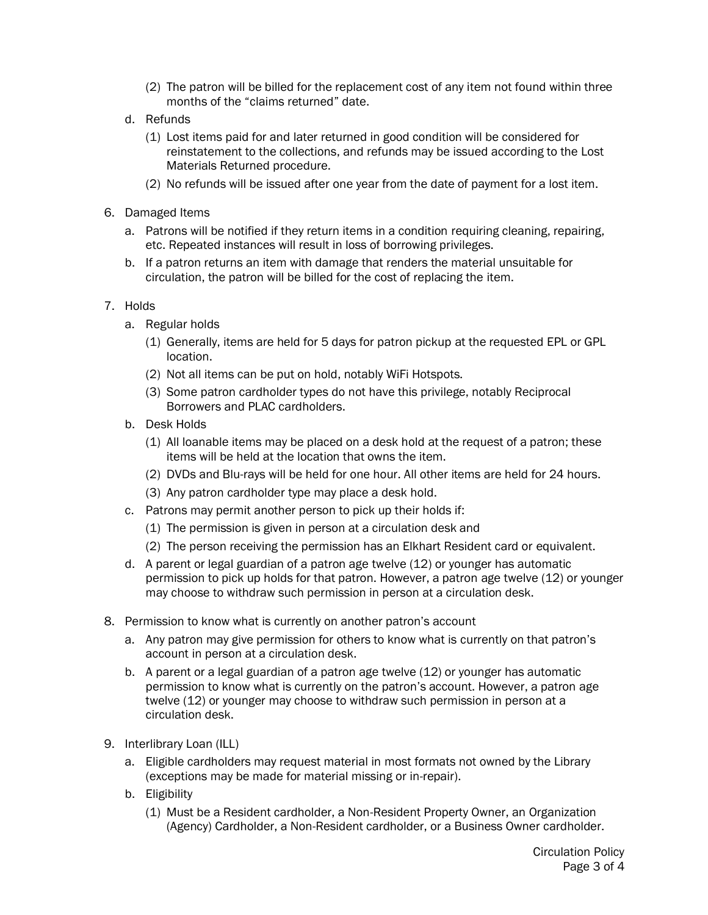(2) The patron will be billed for the replacement cost of any item not found within three months of the "claims returned" date.

d. Refunds

(1) Lost items paid for and later returned in good condition will be considered for reinstatement to the collections, and refunds may be issued according to the Lost Materials Returned procedure.

(2) No refunds will be issued after one year from the date of payment for a lost item.

6. Damaged Items

a. Patrons will be notified if they return items in a condition requiring cleaning, repairing, etc. Repeated instances will result in loss of borrowing privileges.

b. If a patron returns an item with damage that renders the material unsuitable for circulation, the patron will be billed for the cost of replacing the item.

7. Holds

a. Regular holds

(1) Generally, items are held for 5 days for patron pickup at the requested EPL or GPL location.

(2) Not all items can be put on hold, notably WiFi Hotspots.

(3) Some patron cardholder types do not have this privilege, notably Reciprocal Borrowers and PLAC cardholders.

b. Desk Holds

(1) All loanable items may be placed on a desk hold at the request of a patron; these items will be held at the location that owns the item.

(2) DVDs and Blu-rays will be held for one hour. All other items are held for 24 hours.

(3) Any patron cardholder type may place a desk hold.

c. Patrons may permit another person to pick up their holds if:

(1) The permission is given in person at a circulation desk and

(2) The person receiving the permission has an Elkhart Resident card or equivalent.

d. A parent or legal guardian of a patron age twelve (12) or younger has automatic permission to pick up holds for that patron. However, a patron age twelve (12) or younger may choose to withdraw such permission in person at a circulation desk.

8. Permission to know what is currently on another patron's account

a. Any patron may give permission for others to know what is currently on that patron's account in person at a circulation desk.

b. A parent or a legal guardian of a patron age twelve (12) or younger has automatic permission to know what is currently on the patron's account. However, a patron age twelve (12) or younger may choose to withdraw such permission in person at a circulation desk.

9. Interlibrary Loan (ILL)

a. Eligible cardholders may request material in most formats not owned by the Library (exceptions may be made for material missing or in-repair).

b. Eligibility

(1) Must be a Resident cardholder, a Non-Resident Property Owner, an Organization (Agency) Cardholder, a Non-Resident cardholder, or a Business Owner cardholder.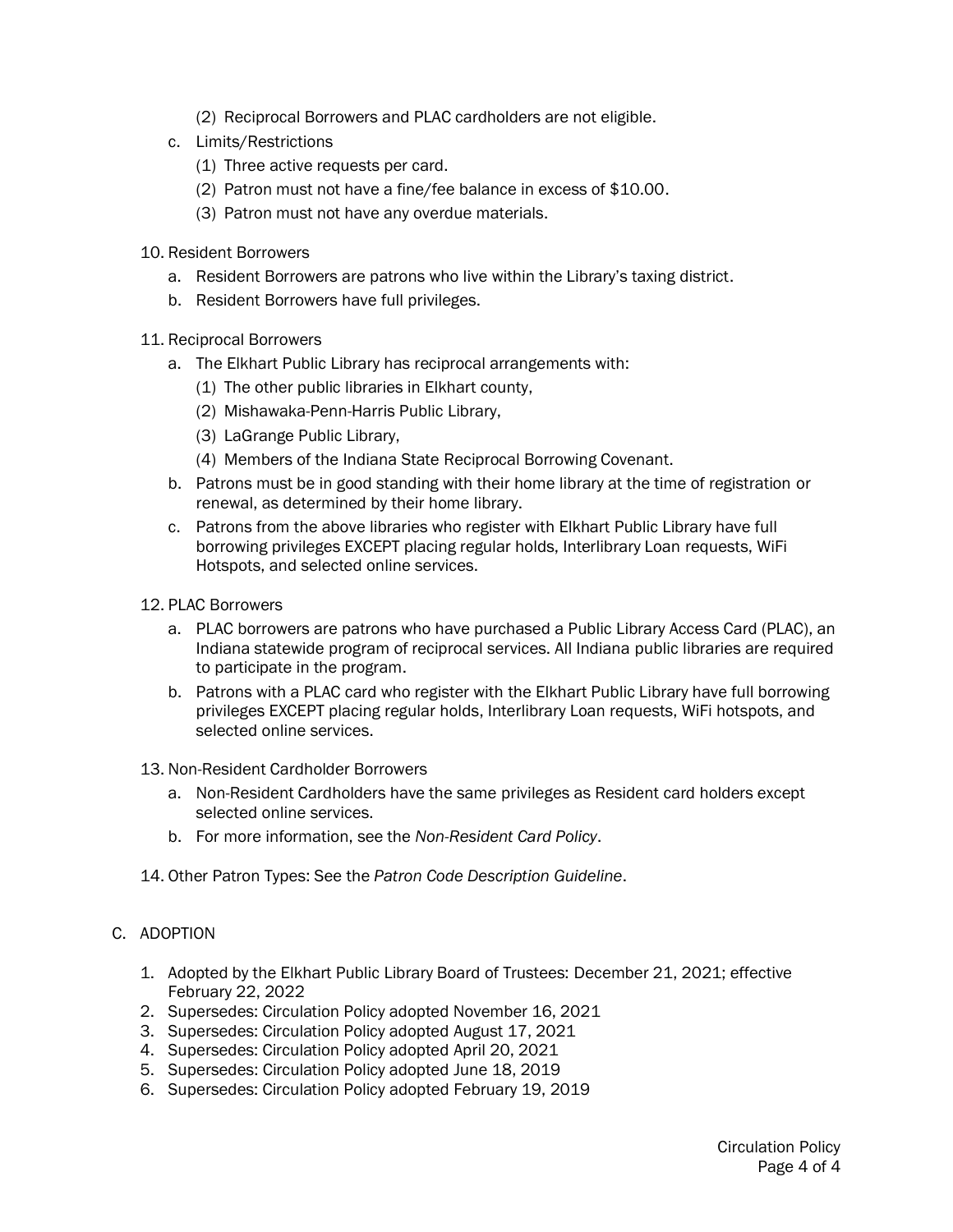(2) Reciprocal Borrowers and PLAC cardholders are not eligible.

c. Limits/Restrictions
   (1) Three active requests per card.
   (2) Patron must not have a fine/fee balance in excess of $10.00.
   (3) Patron must not have any overdue materials.

10. Resident Borrowers
    a. Resident Borrowers are patrons who live within the Library's taxing district.
    b. Resident Borrowers have full privileges.

11. Reciprocal Borrowers
    a. The Elkhart Public Library has reciprocal arrangements with:
       (1) The other public libraries in Elkhart county,
       (2) Mishawaka-Penn-Harris Public Library,
       (3) LaGrange Public Library,
       (4) Members of the Indiana State Reciprocal Borrowing Covenant.
    b. Patrons must be in good standing with their home library at the time of registration or renewal, as determined by their home library.
    c. Patrons from the above libraries who register with Elkhart Public Library have full borrowing privileges EXCEPT placing regular holds, Interlibrary Loan requests, WiFi Hotspots, and selected online services.

12. PLAC Borrowers
    a. PLAC borrowers are patrons who have purchased a Public Library Access Card (PLAC), an Indiana statewide program of reciprocal services. All Indiana public libraries are required to participate in the program.
    b. Patrons with a PLAC card who register with the Elkhart Public Library have full borrowing privileges EXCEPT placing regular holds, Interlibrary Loan requests, WiFi hotspots, and selected online services.

13. Non-Resident Cardholder Borrowers
    a. Non-Resident Cardholders have the same privileges as Resident card holders except selected online services.
    b. For more information, see the *Non-Resident Card Policy*.

14. Other Patron Types: See the *Patron Code Description Guideline*.

## C. ADOPTION

1. Adopted by the Elkhart Public Library Board of Trustees: December 21, 2021; effective February 22, 2022
2. Supersedes: Circulation Policy adopted November 16, 2021
3. Supersedes: Circulation Policy adopted August 17, 2021
4. Supersedes: Circulation Policy adopted April 20, 2021
5. Supersedes: Circulation Policy adopted June 18, 2019
6. Supersedes: Circulation Policy adopted February 19, 2019